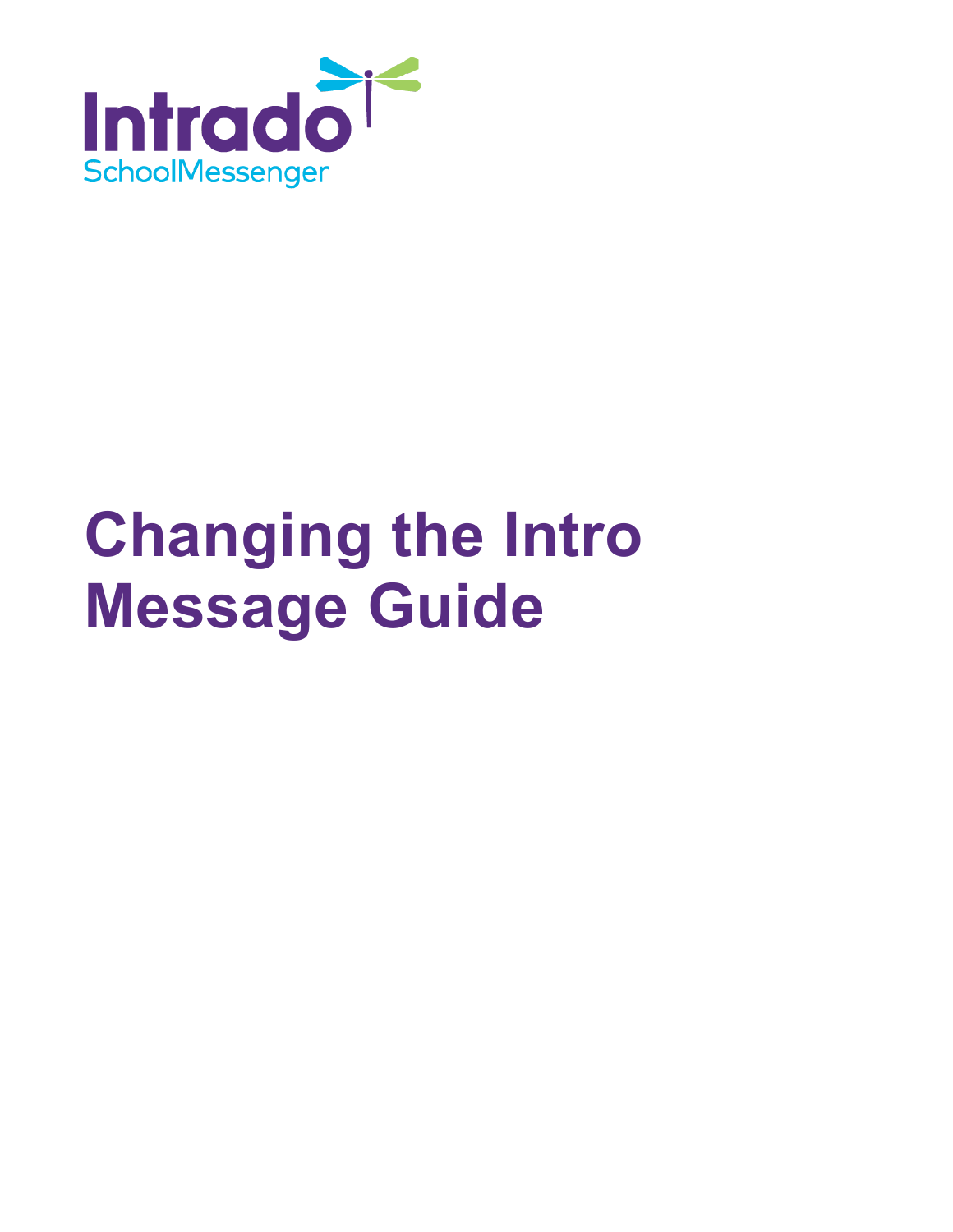Intrado
SchoolMessenger

# Changing the Intro Message Guide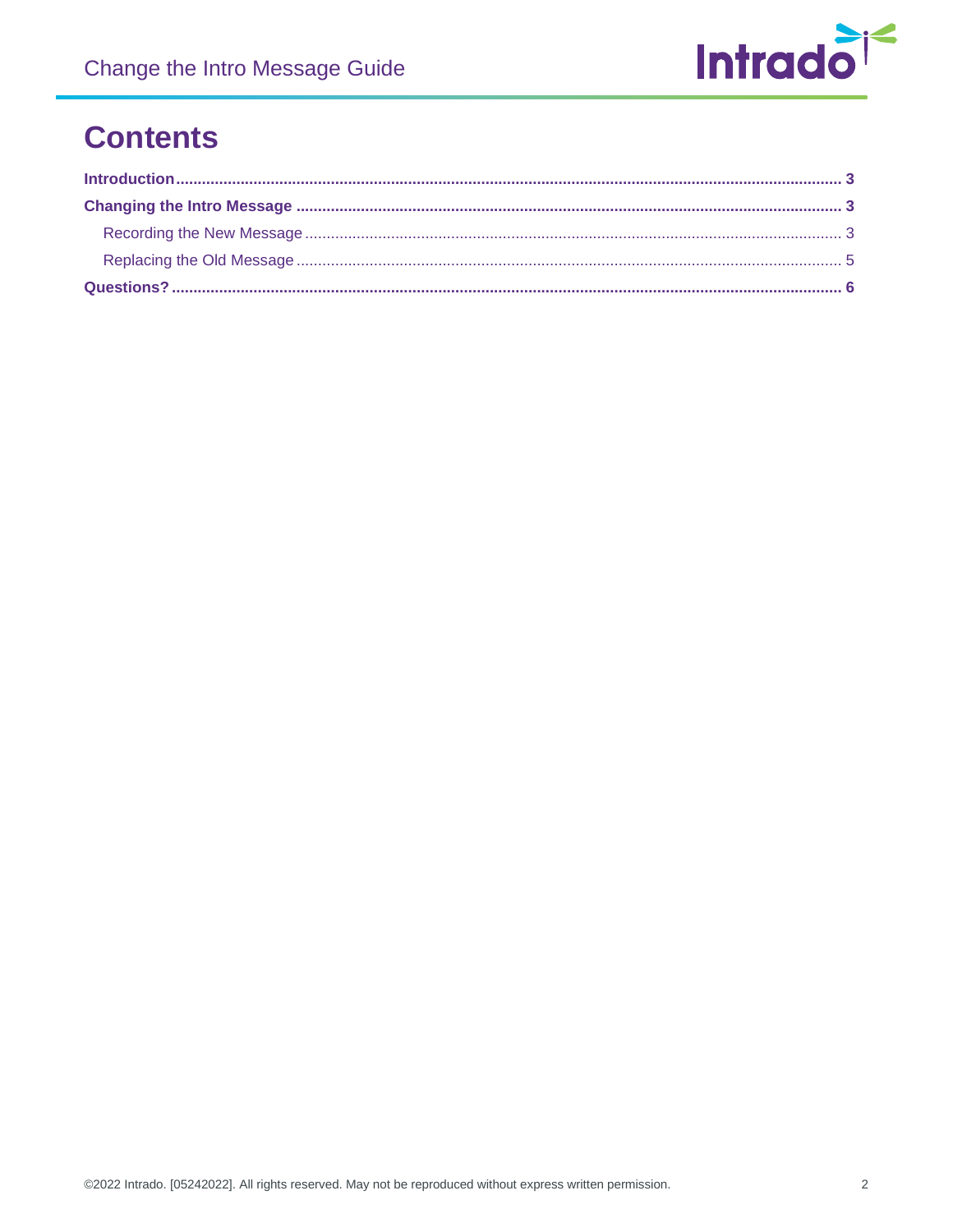# Contents

**Introduction** ........................................................................................................................ **3**

**Changing the Intro Message** ........................................................................................... **3**

- Recording the New Message ........................................................................................ 3
- Replacing the Old Message .......................................................................................... 5

**Questions?** ............................................................................................................................ **6**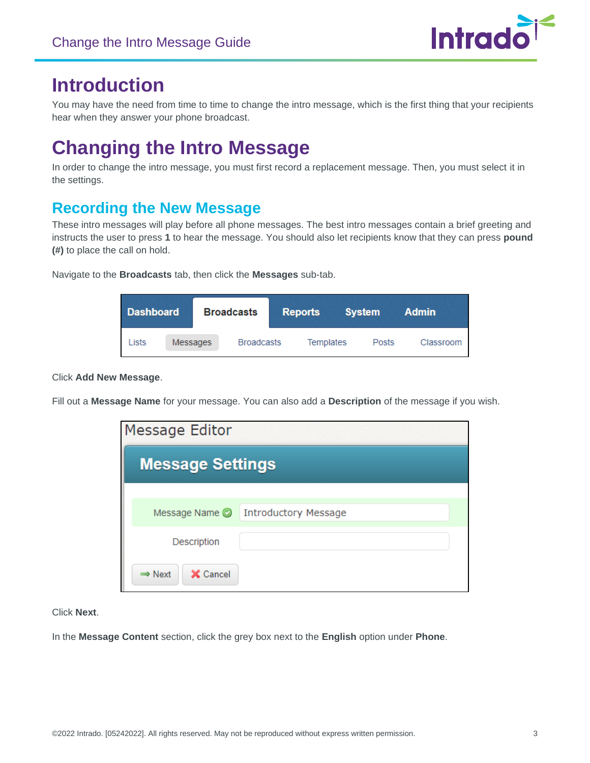# Introduction

You may have the need from time to time to change the intro message, which is the first thing that your recipients hear when they answer your phone broadcast.

# Changing the Intro Message

In order to change the intro message, you must first record a replacement message. Then, you must select it in the settings.

## Recording the New Message

These intro messages will play before all phone messages. The best intro messages contain a brief greeting and instructs the user to press **1** to hear the message. You should also let recipients know that they can press **pound (#)** to place the call on hold.

Navigate to the **Broadcasts** tab, then click the **Messages** sub-tab.

Click **Add New Message**.

Fill out a **Message Name** for your message. You can also add a **Description** of the message if you wish.

Click **Next**.

In the **Message Content** section, click the grey box next to the **English** option under **Phone**.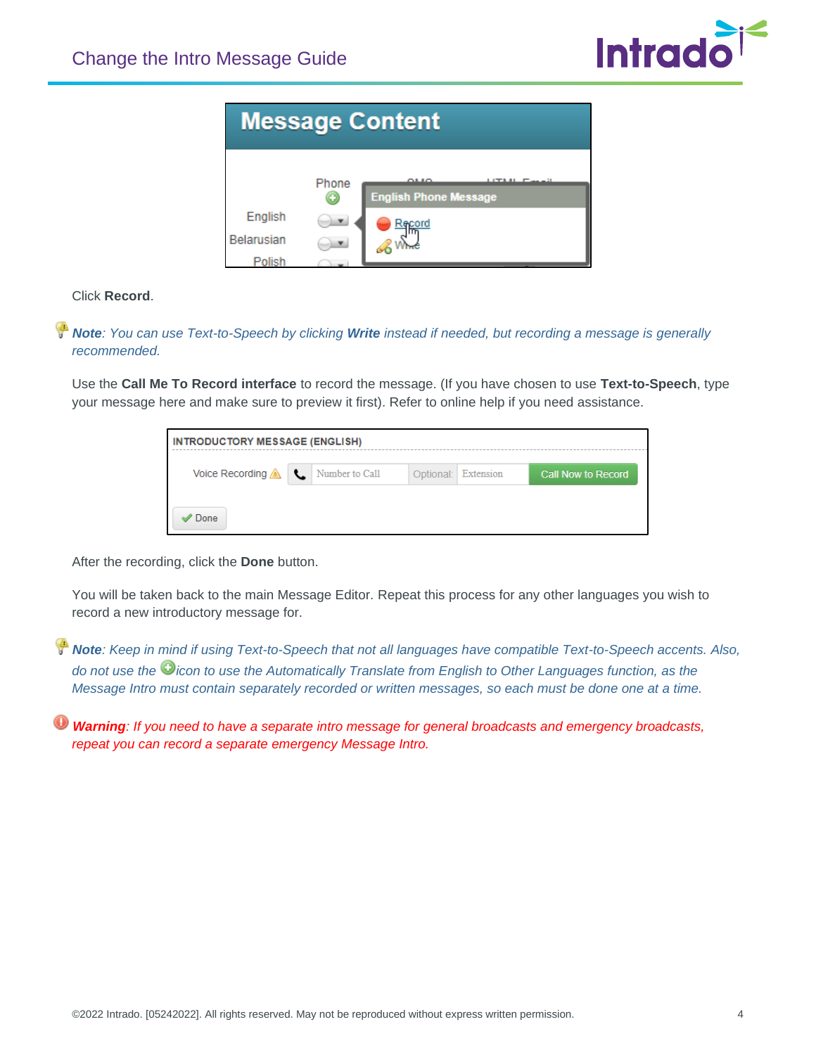Click **Record**.

***Note**: You can use Text-to-Speech by clicking **Write** instead if needed, but recording a message is generally recommended.*

Use the **Call Me To Record interface** to record the message. (If you have chosen to use **Text-to-Speech**, type your message here and make sure to preview it first). Refer to online help if you need assistance.

After the recording, click the **Done** button.

You will be taken back to the main Message Editor. Repeat this process for any other languages you wish to record a new introductory message for.

***Note**: Keep in mind if using Text-to-Speech that not all languages have compatible Text-to-Speech accents. Also, do not use the icon to use the Automatically Translate from English to Other Languages function, as the Message Intro must contain separately recorded or written messages, so each must be done one at a time.*

***Warning**: If you need to have a separate intro message for general broadcasts and emergency broadcasts, repeat you can record a separate emergency Message Intro.*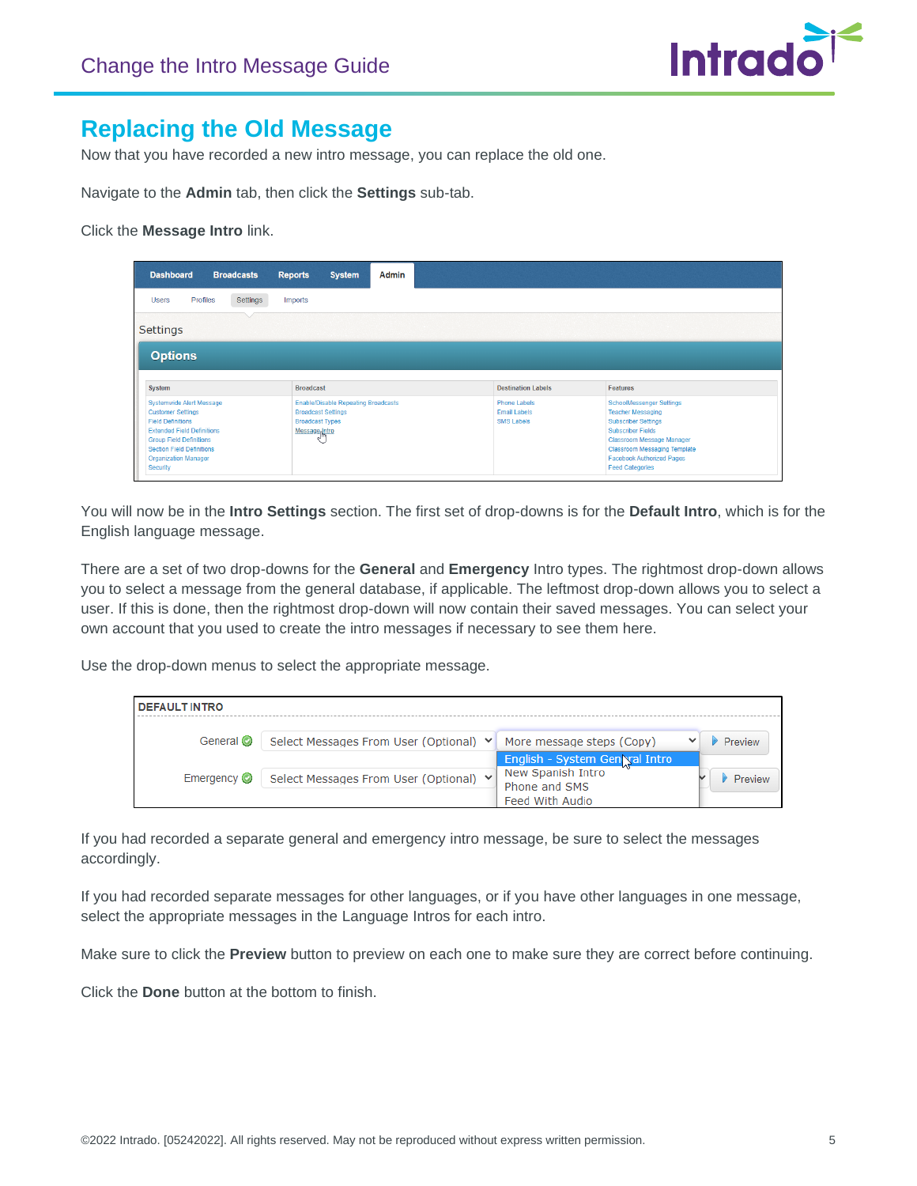## Replacing the Old Message

Now that you have recorded a new intro message, you can replace the old one.

Navigate to the **Admin** tab, then click the **Settings** sub-tab.

Click the **Message Intro** link.

You will now be in the **Intro Settings** section. The first set of drop-downs is for the **Default Intro**, which is for the English language message.

There are a set of two drop-downs for the **General** and **Emergency** Intro types. The rightmost drop-down allows you to select a message from the general database, if applicable. The leftmost drop-down allows you to select a user. If this is done, then the rightmost drop-down will now contain their saved messages. You can select your own account that you used to create the intro messages if necessary to see them here.

Use the drop-down menus to select the appropriate message.

If you had recorded a separate general and emergency intro message, be sure to select the messages accordingly.

If you had recorded separate messages for other languages, or if you have other languages in one message, select the appropriate messages in the Language Intros for each intro.

Make sure to click the **Preview** button to preview on each one to make sure they are correct before continuing.

Click the **Done** button at the bottom to finish.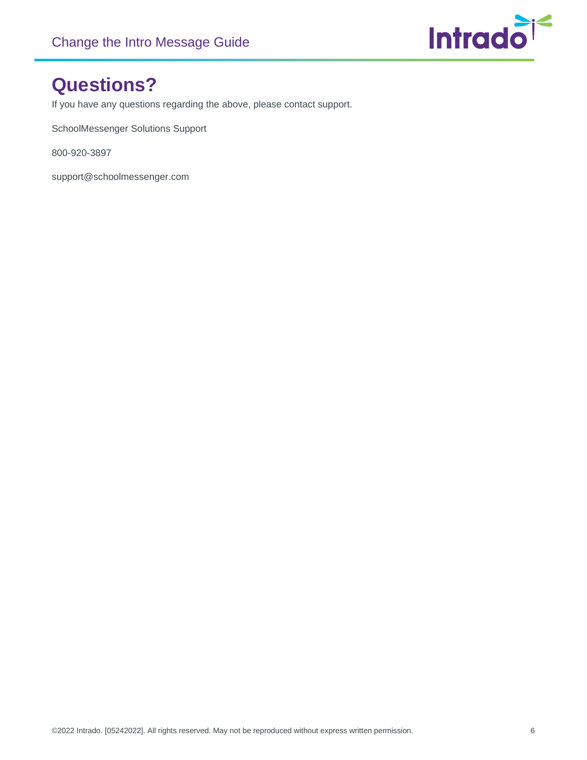# Questions?

If you have any questions regarding the above, please contact support.

SchoolMessenger Solutions Support

800-920-3897

support@schoolmessenger.com